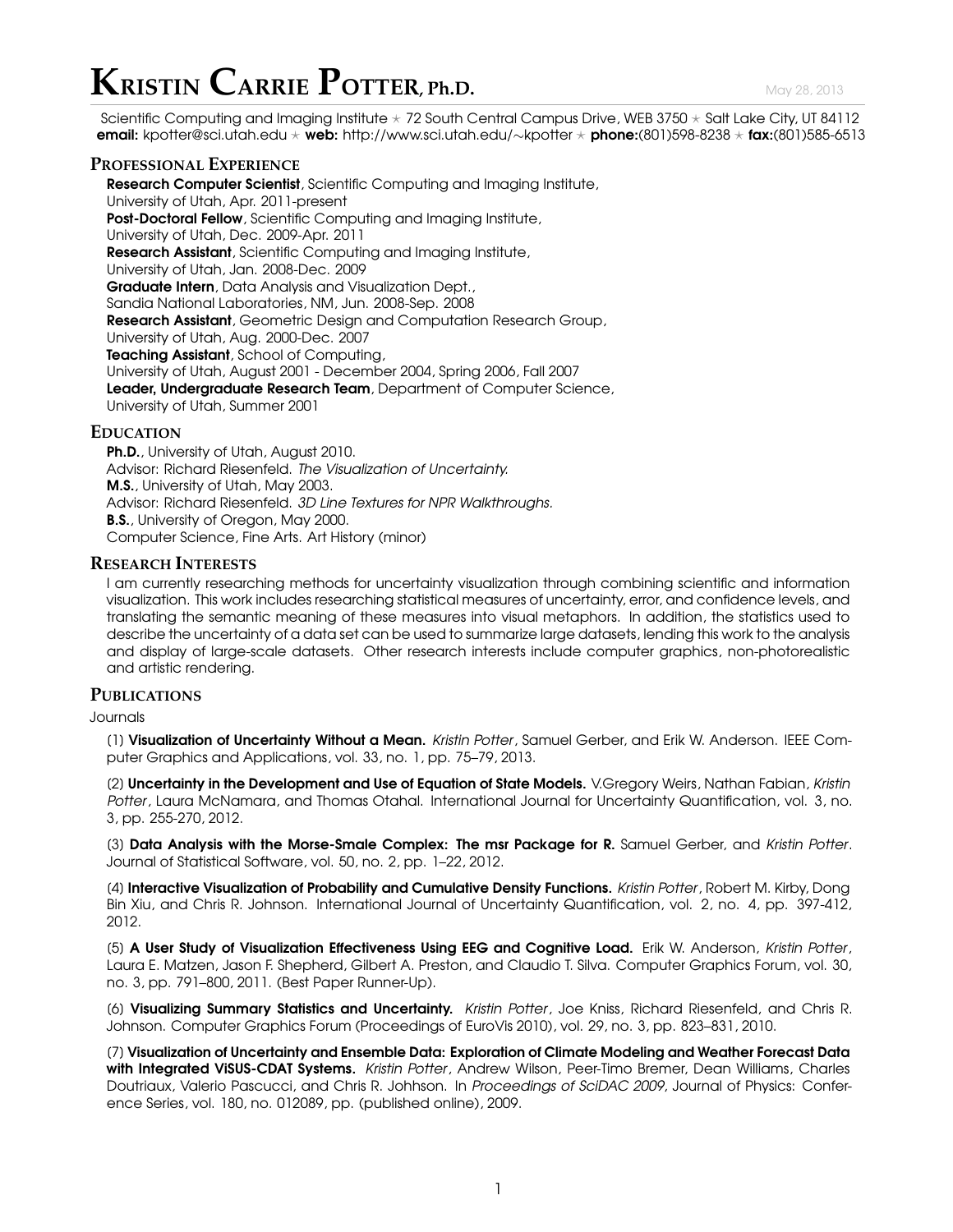# KRISTIN CARRIE POTTER, Ph.D.

May 28, 2013

Scientific Computing and Imaging Institute ⋆ 72 South Central Campus Drive, WEB 3750 ⋆ Salt Lake City, UT 84112
**email:** kpotter@sci.utah.edu ⋆ **web:** http://www.sci.utah.edu/∼kpotter ⋆ **phone:**(801)598-8238 ⋆ **fax:**(801)585-6513

## PROFESSIONAL EXPERIENCE

**Research Computer Scientist**, Scientific Computing and Imaging Institute,
University of Utah, Apr. 2011-present
**Post-Doctoral Fellow**, Scientific Computing and Imaging Institute,
University of Utah, Dec. 2009-Apr. 2011
**Research Assistant**, Scientific Computing and Imaging Institute,
University of Utah, Jan. 2008-Dec. 2009
**Graduate Intern**, Data Analysis and Visualization Dept.,
Sandia National Laboratories, NM, Jun. 2008-Sep. 2008
**Research Assistant**, Geometric Design and Computation Research Group,
University of Utah, Aug. 2000-Dec. 2007
**Teaching Assistant**, School of Computing,
University of Utah, August 2001 - December 2004, Spring 2006, Fall 2007
**Leader, Undergraduate Research Team**, Department of Computer Science,
University of Utah, Summer 2001

## EDUCATION

**Ph.D.**, University of Utah, August 2010.
Advisor: Richard Riesenfeld. *The Visualization of Uncertainty.*
**M.S.**, University of Utah, May 2003.
Advisor: Richard Riesenfeld. *3D Line Textures for NPR Walkthroughs.*
**B.S.**, University of Oregon, May 2000.
Computer Science, Fine Arts. Art History (minor)

## RESEARCH INTERESTS

I am currently researching methods for uncertainty visualization through combining scientific and information visualization. This work includes researching statistical measures of uncertainty, error, and confidence levels, and translating the semantic meaning of these measures into visual metaphors. In addition, the statistics used to describe the uncertainty of a data set can be used to summarize large datasets, lending this work to the analysis and display of large-scale datasets. Other research interests include computer graphics, non-photorealistic and artistic rendering.

## PUBLICATIONS

Journals

(1) **Visualization of Uncertainty Without a Mean.** *Kristin Potter*, Samuel Gerber, and Erik W. Anderson. IEEE Computer Graphics and Applications, vol. 33, no. 1, pp. 75–79, 2013.

(2) **Uncertainty in the Development and Use of Equation of State Models.** V.Gregory Weirs, Nathan Fabian, *Kristin Potter*, Laura McNamara, and Thomas Otahal. International Journal for Uncertainty Quantification, vol. 3, no. 3, pp. 255-270, 2012.

(3) **Data Analysis with the Morse-Smale Complex: The msr Package for R.** Samuel Gerber, and *Kristin Potter*. Journal of Statistical Software, vol. 50, no. 2, pp. 1–22, 2012.

(4) **Interactive Visualization of Probability and Cumulative Density Functions.** *Kristin Potter*, Robert M. Kirby, Dong Bin Xiu, and Chris R. Johnson. International Journal of Uncertainty Quantification, vol. 2, no. 4, pp. 397-412, 2012.

(5) **A User Study of Visualization Effectiveness Using EEG and Cognitive Load.** Erik W. Anderson, *Kristin Potter*, Laura E. Matzen, Jason F. Shepherd, Gilbert A. Preston, and Claudio T. Silva. Computer Graphics Forum, vol. 30, no. 3, pp. 791–800, 2011. (Best Paper Runner-Up).

(6) **Visualizing Summary Statistics and Uncertainty.** *Kristin Potter*, Joe Kniss, Richard Riesenfeld, and Chris R. Johnson. Computer Graphics Forum (Proceedings of EuroVis 2010), vol. 29, no. 3, pp. 823–831, 2010.

(7) **Visualization of Uncertainty and Ensemble Data: Exploration of Climate Modeling and Weather Forecast Data with Integrated ViSUS-CDAT Systems.** *Kristin Potter*, Andrew Wilson, Peer-Timo Bremer, Dean Williams, Charles Doutriaux, Valerio Pascucci, and Chris R. Johhson. In *Proceedings of SciDAC 2009*, Journal of Physics: Conference Series, vol. 180, no. 012089, pp. (published online), 2009.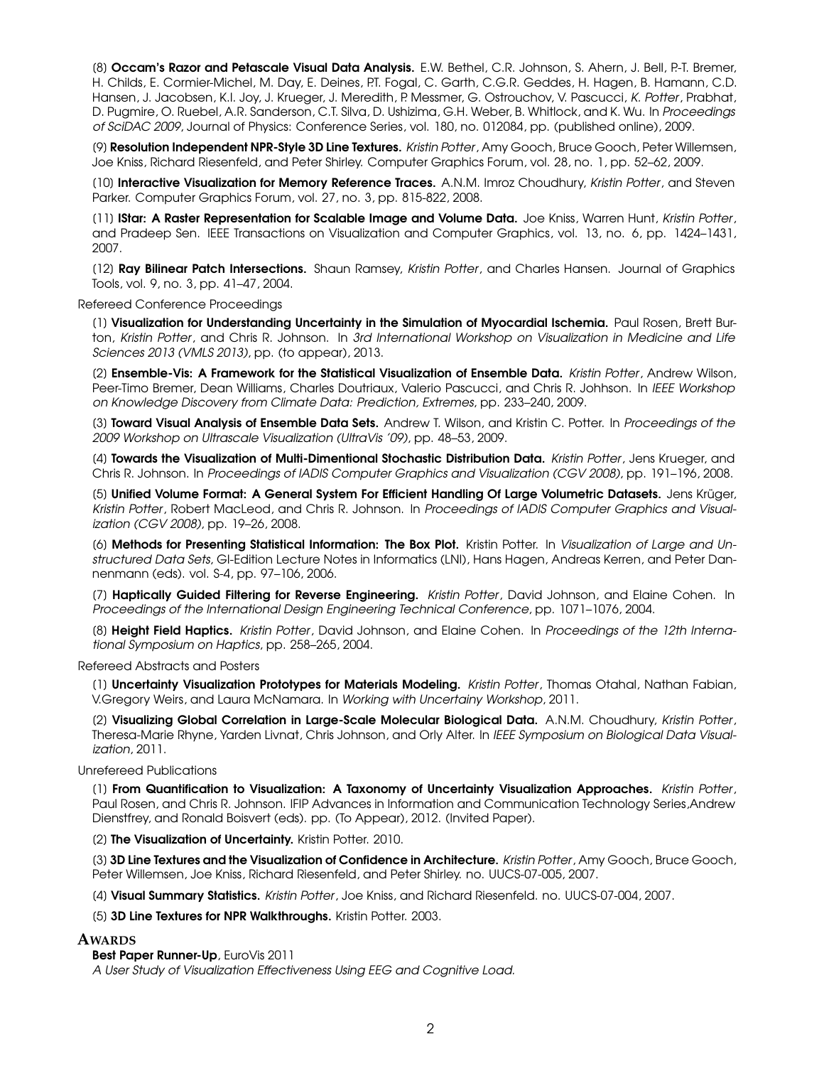(8) **Occam's Razor and Petascale Visual Data Analysis.** E.W. Bethel, C.R. Johnson, S. Ahern, J. Bell, P.-T. Bremer, H. Childs, E. Cormier-Michel, M. Day, E. Deines, P.T. Fogal, C. Garth, C.G.R. Geddes, H. Hagen, B. Hamann, C.D. Hansen, J. Jacobsen, K.I. Joy, J. Krueger, J. Meredith, P. Messmer, G. Ostrouchov, V. Pascucci, *K. Potter*, Prabhat, D. Pugmire, O. Ruebel, A.R. Sanderson, C.T. Silva, D. Ushizima, G.H. Weber, B. Whitlock, and K. Wu. In *Proceedings of SciDAC 2009*, Journal of Physics: Conference Series, vol. 180, no. 012084, pp. (published online), 2009.

(9) **Resolution Independent NPR-Style 3D Line Textures.** *Kristin Potter*, Amy Gooch, Bruce Gooch, Peter Willemsen, Joe Kniss, Richard Riesenfeld, and Peter Shirley. Computer Graphics Forum, vol. 28, no. 1, pp. 52–62, 2009.

(10) **Interactive Visualization for Memory Reference Traces.** A.N.M. Imroz Choudhury, *Kristin Potter*, and Steven Parker. Computer Graphics Forum, vol. 27, no. 3, pp. 815-822, 2008.

(11) **IStar: A Raster Representation for Scalable Image and Volume Data.** Joe Kniss, Warren Hunt, *Kristin Potter*, and Pradeep Sen. IEEE Transactions on Visualization and Computer Graphics, vol. 13, no. 6, pp. 1424–1431, 2007.

(12) **Ray Bilinear Patch Intersections.** Shaun Ramsey, *Kristin Potter*, and Charles Hansen. Journal of Graphics Tools, vol. 9, no. 3, pp. 41–47, 2004.

Refereed Conference Proceedings

(1) **Visualization for Understanding Uncertainty in the Simulation of Myocardial Ischemia.** Paul Rosen, Brett Burton, *Kristin Potter*, and Chris R. Johnson. In *3rd International Workshop on Visualization in Medicine and Life Sciences 2013 (VMLS 2013)*, pp. (to appear), 2013.

(2) **Ensemble-Vis: A Framework for the Statistical Visualization of Ensemble Data.** *Kristin Potter*, Andrew Wilson, Peer-Timo Bremer, Dean Williams, Charles Doutriaux, Valerio Pascucci, and Chris R. Johhson. In *IEEE Workshop on Knowledge Discovery from Climate Data: Prediction, Extremes*, pp. 233–240, 2009.

(3) **Toward Visual Analysis of Ensemble Data Sets.** Andrew T. Wilson, and Kristin C. Potter. In *Proceedings of the 2009 Workshop on Ultrascale Visualization (UltraVis '09)*, pp. 48–53, 2009.

(4) **Towards the Visualization of Multi-Dimentional Stochastic Distribution Data.** *Kristin Potter*, Jens Krueger, and Chris R. Johnson. In *Proceedings of IADIS Computer Graphics and Visualization (CGV 2008)*, pp. 191–196, 2008.

(5) **Unified Volume Format: A General System For Efficient Handling Of Large Volumetric Datasets.** Jens Krüger, *Kristin Potter*, Robert MacLeod, and Chris R. Johnson. In *Proceedings of IADIS Computer Graphics and Visualization (CGV 2008)*, pp. 19–26, 2008.

(6) **Methods for Presenting Statistical Information: The Box Plot.** Kristin Potter. In *Visualization of Large and Unstructured Data Sets*, GI-Edition Lecture Notes in Informatics (LNI), Hans Hagen, Andreas Kerren, and Peter Dannenmann (eds). vol. S-4, pp. 97–106, 2006.

(7) **Haptically Guided Filtering for Reverse Engineering.** *Kristin Potter*, David Johnson, and Elaine Cohen. In *Proceedings of the International Design Engineering Technical Conference*, pp. 1071–1076, 2004.

(8) **Height Field Haptics.** *Kristin Potter*, David Johnson, and Elaine Cohen. In *Proceedings of the 12th International Symposium on Haptics*, pp. 258–265, 2004.

Refereed Abstracts and Posters

(1) **Uncertainty Visualization Prototypes for Materials Modeling.** *Kristin Potter*, Thomas Otahal, Nathan Fabian, V.Gregory Weirs, and Laura McNamara. In *Working with Uncertainy Workshop*, 2011.

(2) **Visualizing Global Correlation in Large-Scale Molecular Biological Data.** A.N.M. Choudhury, *Kristin Potter*, Theresa-Marie Rhyne, Yarden Livnat, Chris Johnson, and Orly Alter. In *IEEE Symposium on Biological Data Visualization*, 2011.

Unrefereed Publications

(1) **From Quantification to Visualization: A Taxonomy of Uncertainty Visualization Approaches.** *Kristin Potter*, Paul Rosen, and Chris R. Johnson. IFIP Advances in Information and Communication Technology Series,Andrew Dienstfrey, and Ronald Boisvert (eds). pp. (To Appear), 2012. (Invited Paper).

(2) **The Visualization of Uncertainty.** Kristin Potter. 2010.

(3) **3D Line Textures and the Visualization of Confidence in Architecture.** *Kristin Potter*, Amy Gooch, Bruce Gooch, Peter Willemsen, Joe Kniss, Richard Riesenfeld, and Peter Shirley. no. UUCS-07-005, 2007.

(4) **Visual Summary Statistics.** *Kristin Potter*, Joe Kniss, and Richard Riesenfeld. no. UUCS-07-004, 2007.

(5) **3D Line Textures for NPR Walkthroughs.** Kristin Potter. 2003.

## Awards

**Best Paper Runner-Up**, EuroVis 2011
*A User Study of Visualization Effectiveness Using EEG and Cognitive Load.*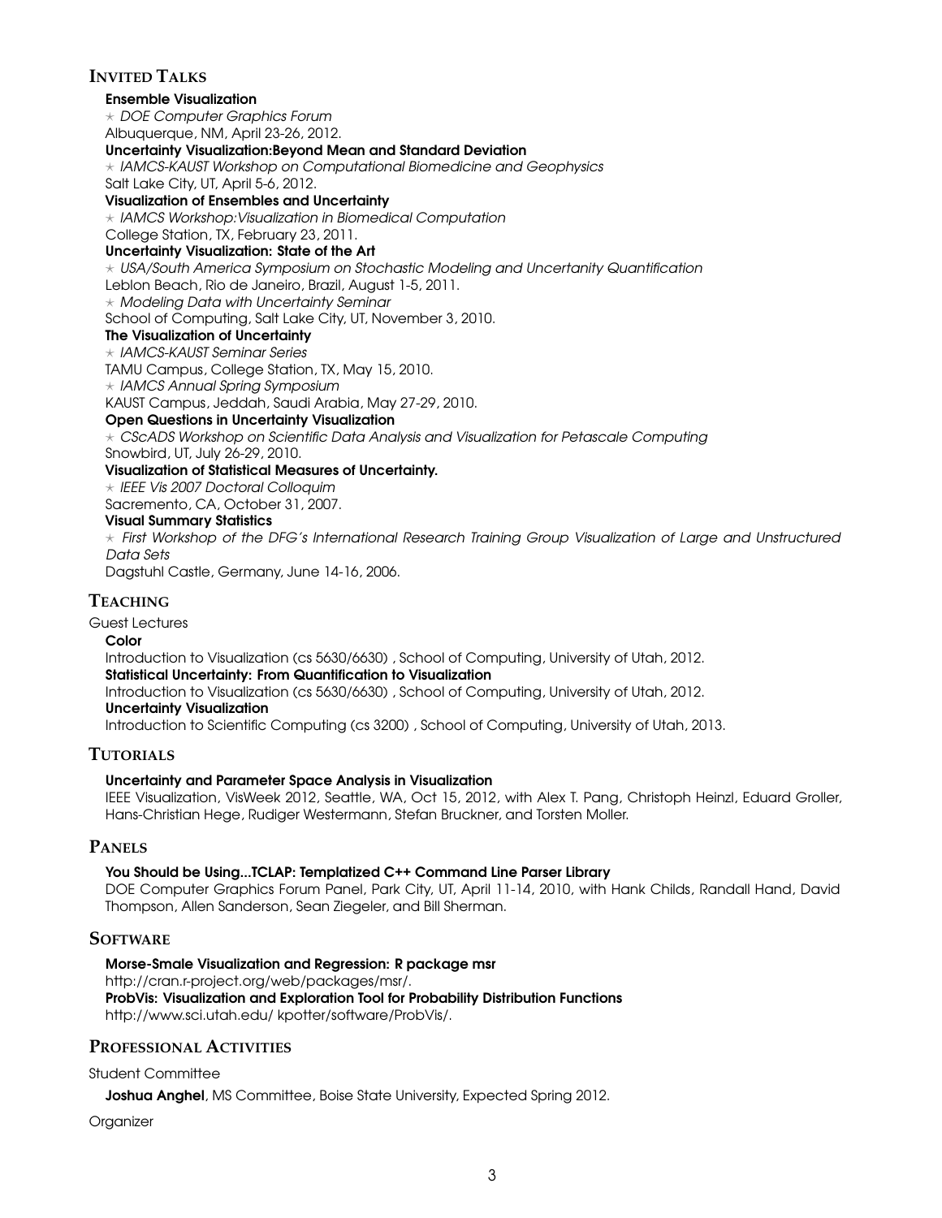## Invited Talks

**Ensemble Visualization**
⋆ *DOE Computer Graphics Forum*
Albuquerque, NM, April 23-26, 2012.

**Uncertainty Visualization:Beyond Mean and Standard Deviation**
⋆ *IAMCS-KAUST Workshop on Computational Biomedicine and Geophysics*
Salt Lake City, UT, April 5-6, 2012.

**Visualization of Ensembles and Uncertainty**
⋆ *IAMCS Workshop:Visualization in Biomedical Computation*
College Station, TX, February 23, 2011.

**Uncertainty Visualization: State of the Art**
⋆ *USA/South America Symposium on Stochastic Modeling and Uncertanity Quantification*
Leblon Beach, Rio de Janeiro, Brazil, August 1-5, 2011.
⋆ *Modeling Data with Uncertainty Seminar*
School of Computing, Salt Lake City, UT, November 3, 2010.

**The Visualization of Uncertainty**
⋆ *IAMCS-KAUST Seminar Series*
TAMU Campus, College Station, TX, May 15, 2010.
⋆ *IAMCS Annual Spring Symposium*
KAUST Campus, Jeddah, Saudi Arabia, May 27-29, 2010.

**Open Questions in Uncertainty Visualization**
⋆ *CScADS Workshop on Scientific Data Analysis and Visualization for Petascale Computing*
Snowbird, UT, July 26-29, 2010.

**Visualization of Statistical Measures of Uncertainty.**
⋆ *IEEE Vis 2007 Doctoral Colloquim*
Sacremento, CA, October 31, 2007.

**Visual Summary Statistics**
⋆ *First Workshop of the DFG's International Research Training Group Visualization of Large and Unstructured Data Sets*
Dagstuhl Castle, Germany, June 14-16, 2006.

## Teaching

Guest Lectures

**Color**
Introduction to Visualization (cs 5630/6630) , School of Computing, University of Utah, 2012.

**Statistical Uncertainty: From Quantification to Visualization**
Introduction to Visualization (cs 5630/6630) , School of Computing, University of Utah, 2012.

**Uncertainty Visualization**
Introduction to Scientific Computing (cs 3200) , School of Computing, University of Utah, 2013.

## Tutorials

**Uncertainty and Parameter Space Analysis in Visualization**
IEEE Visualization, VisWeek 2012, Seattle, WA, Oct 15, 2012, with Alex T. Pang, Christoph Heinzl, Eduard Groller, Hans-Christian Hege, Rudiger Westermann, Stefan Bruckner, and Torsten Moller.

## Panels

**You Should be Using...TCLAP: Templatized C++ Command Line Parser Library**
DOE Computer Graphics Forum Panel, Park City, UT, April 11-14, 2010, with Hank Childs, Randall Hand, David Thompson, Allen Sanderson, Sean Ziegeler, and Bill Sherman.

## Software

**Morse-Smale Visualization and Regression: R package msr**
http://cran.r-project.org/web/packages/msr/.

**ProbVis: Visualization and Exploration Tool for Probability Distribution Functions**
http://www.sci.utah.edu/ kpotter/software/ProbVis/.

## Professional Activities

Student Committee

**Joshua Anghel**, MS Committee, Boise State University, Expected Spring 2012.

Organizer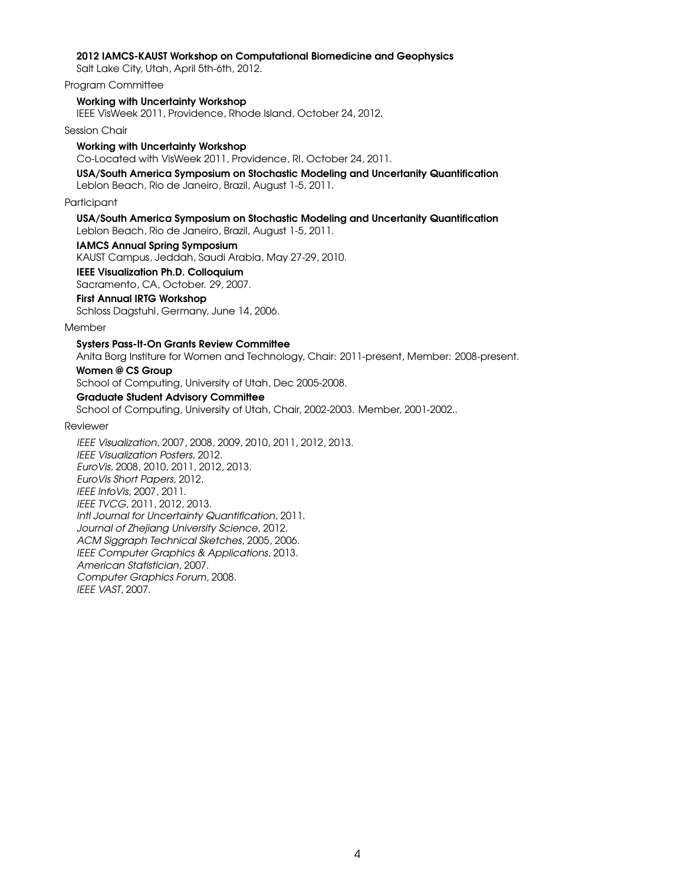**2012 IAMCS-KAUST Workshop on Computational Biomedicine and Geophysics**
Salt Lake City, Utah, April 5th-6th, 2012.

Program Committee

**Working with Uncertainty Workshop**
IEEE VisWeek 2011, Providence, Rhode Island, October 24, 2012.

Session Chair

**Working with Uncertainty Workshop**
Co-Located with VisWeek 2011, Providence, RI, October 24, 2011.

**USA/South America Symposium on Stochastic Modeling and Uncertanity Quantification**
Leblon Beach, Rio de Janeiro, Brazil, August 1-5, 2011.

Participant

**USA/South America Symposium on Stochastic Modeling and Uncertanity Quantification**
Leblon Beach, Rio de Janeiro, Brazil, August 1-5, 2011.

**IAMCS Annual Spring Symposium**
KAUST Campus, Jeddah, Saudi Arabia, May 27-29, 2010.

**IEEE Visualization Ph.D. Colloquium**
Sacramento, CA, October. 29, 2007.

**First Annual IRTG Workshop**
Schloss Dagstuhl, Germany, June 14, 2006.

Member

**Systers Pass-It-On Grants Review Committee**
Anita Borg Institure for Women and Technology, Chair: 2011-present, Member: 2008-present.

**Women @ CS Group**
School of Computing, University of Utah, Dec 2005-2008.

**Graduate Student Advisory Committee**
School of Computing, University of Utah, Chair, 2002-2003. Member, 2001-2002..

Reviewer

*IEEE Visualization*, 2007, 2008, 2009, 2010, 2011, 2012, 2013.
*IEEE Visualization Posters*, 2012.
*EuroVis*, 2008, 2010, 2011, 2012, 2013.
*EuroVis Short Papers*, 2012.
*IEEE InfoVis*, 2007, 2011.
*IEEE TVCG*, 2011, 2012, 2013.
*Intl Journal for Uncertainty Quantification*, 2011.
*Journal of Zhejiang University Science*, 2012.
*ACM Siggraph Technical Sketches*, 2005, 2006.
*IEEE Computer Graphics & Applications*, 2013.
*American Statistician*, 2007.
*Computer Graphics Forum*, 2008.
*IEEE VAST*, 2007.